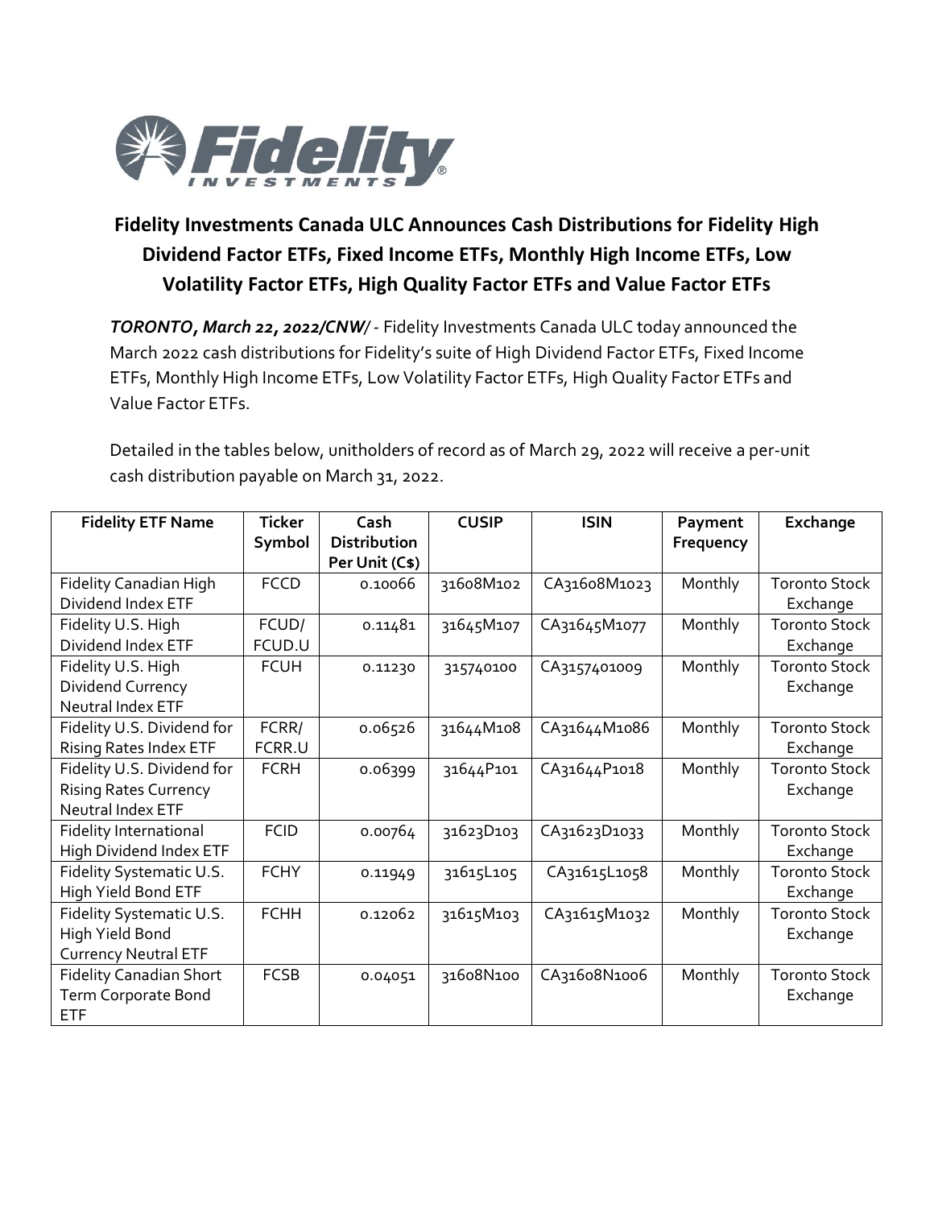# Fidelity Investments Canada ULC Announces Cash Distributions for Fidelity High Dividend Factor ETFs, Fixed Income ETFs, Monthly High Income ETFs, Low Volatility Factor ETFs, High Quality Factor ETFs and Value Factor ETFs

***TORONTO, March 22, 2022/CNW/*** - Fidelity Investments Canada ULC today announced the March 2022 cash distributions for Fidelity's suite of High Dividend Factor ETFs, Fixed Income ETFs, Monthly High Income ETFs, Low Volatility Factor ETFs, High Quality Factor ETFs and Value Factor ETFs.

Detailed in the tables below, unitholders of record as of March 29, 2022 will receive a per-unit cash distribution payable on March 31, 2022.

| Fidelity ETF Name | Ticker Symbol | Cash Distribution Per Unit (C$) | CUSIP | ISIN | Payment Frequency | Exchange |
|---|---|---|---|---|---|---|
| Fidelity Canadian High Dividend Index ETF | FCCD | 0.10066 | 31608M102 | CA31608M1023 | Monthly | Toronto Stock Exchange |
| Fidelity U.S. High Dividend Index ETF | FCUD/ FCUD.U | 0.11481 | 31645M107 | CA31645M1077 | Monthly | Toronto Stock Exchange |
| Fidelity U.S. High Dividend Currency Neutral Index ETF | FCUH | 0.11230 | 315740100 | CA3157401009 | Monthly | Toronto Stock Exchange |
| Fidelity U.S. Dividend for Rising Rates Index ETF | FCRR/ FCRR.U | 0.06526 | 31644M108 | CA31644M1086 | Monthly | Toronto Stock Exchange |
| Fidelity U.S. Dividend for Rising Rates Currency Neutral Index ETF | FCRH | 0.06399 | 31644P101 | CA31644P1018 | Monthly | Toronto Stock Exchange |
| Fidelity International High Dividend Index ETF | FCID | 0.00764 | 31623D103 | CA31623D1033 | Monthly | Toronto Stock Exchange |
| Fidelity Systematic U.S. High Yield Bond ETF | FCHY | 0.11949 | 31615L105 | CA31615L1058 | Monthly | Toronto Stock Exchange |
| Fidelity Systematic U.S. High Yield Bond Currency Neutral ETF | FCHH | 0.12062 | 31615M103 | CA31615M1032 | Monthly | Toronto Stock Exchange |
| Fidelity Canadian Short Term Corporate Bond ETF | FCSB | 0.04051 | 31608N100 | CA31608N1006 | Monthly | Toronto Stock Exchange |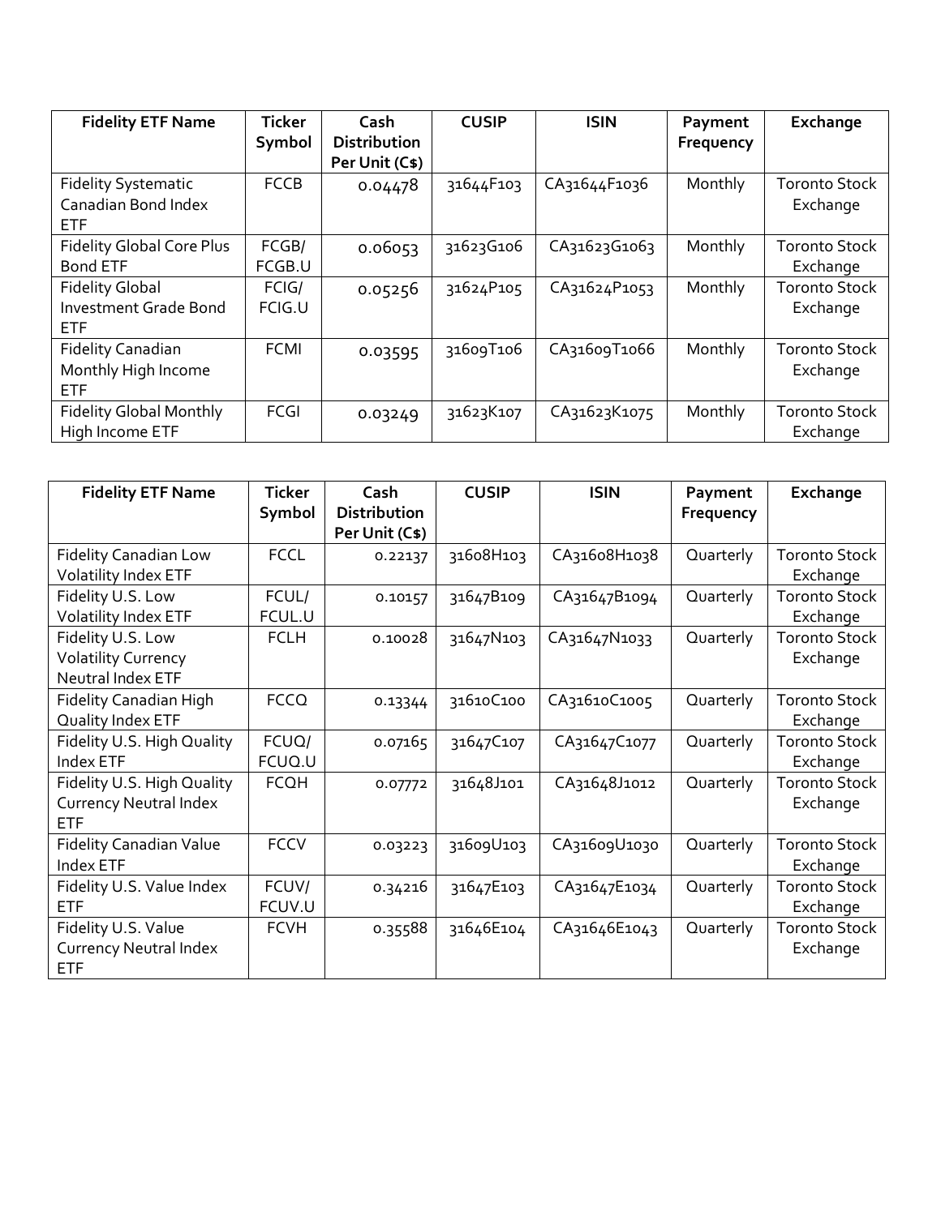| Fidelity ETF Name | Ticker Symbol | Cash Distribution Per Unit (C$) | CUSIP | ISIN | Payment Frequency | Exchange |
|---|---|---|---|---|---|---|
| Fidelity Systematic Canadian Bond Index ETF | FCCB | 0.04478 | 31644F103 | CA31644F1036 | Monthly | Toronto Stock Exchange |
| Fidelity Global Core Plus Bond ETF | FCGB/ FCGB.U | 0.06053 | 31623G106 | CA31623G1063 | Monthly | Toronto Stock Exchange |
| Fidelity Global Investment Grade Bond ETF | FCIG/ FCIG.U | 0.05256 | 31624P105 | CA31624P1053 | Monthly | Toronto Stock Exchange |
| Fidelity Canadian Monthly High Income ETF | FCMI | 0.03595 | 31609T106 | CA31609T1066 | Monthly | Toronto Stock Exchange |
| Fidelity Global Monthly High Income ETF | FCGI | 0.03249 | 31623K107 | CA31623K1075 | Monthly | Toronto Stock Exchange |

| Fidelity ETF Name | Ticker Symbol | Cash Distribution Per Unit (C$) | CUSIP | ISIN | Payment Frequency | Exchange |
|---|---|---|---|---|---|---|
| Fidelity Canadian Low Volatility Index ETF | FCCL | 0.22137 | 31608H103 | CA31608H1038 | Quarterly | Toronto Stock Exchange |
| Fidelity U.S. Low Volatility Index ETF | FCUL/ FCUL.U | 0.10157 | 31647B109 | CA31647B1094 | Quarterly | Toronto Stock Exchange |
| Fidelity U.S. Low Volatility Currency Neutral Index ETF | FCLH | 0.10028 | 31647N103 | CA31647N1033 | Quarterly | Toronto Stock Exchange |
| Fidelity Canadian High Quality Index ETF | FCCQ | 0.13344 | 31610C100 | CA31610C1005 | Quarterly | Toronto Stock Exchange |
| Fidelity U.S. High Quality Index ETF | FCUQ/ FCUQ.U | 0.07165 | 31647C107 | CA31647C1077 | Quarterly | Toronto Stock Exchange |
| Fidelity U.S. High Quality Currency Neutral Index ETF | FCQH | 0.07772 | 31648J101 | CA31648J1012 | Quarterly | Toronto Stock Exchange |
| Fidelity Canadian Value Index ETF | FCCV | 0.03223 | 31609U103 | CA31609U1030 | Quarterly | Toronto Stock Exchange |
| Fidelity U.S. Value Index ETF | FCUV/ FCUV.U | 0.34216 | 31647E103 | CA31647E1034 | Quarterly | Toronto Stock Exchange |
| Fidelity U.S. Value Currency Neutral Index ETF | FCVH | 0.35588 | 31646E104 | CA31646E1043 | Quarterly | Toronto Stock Exchange |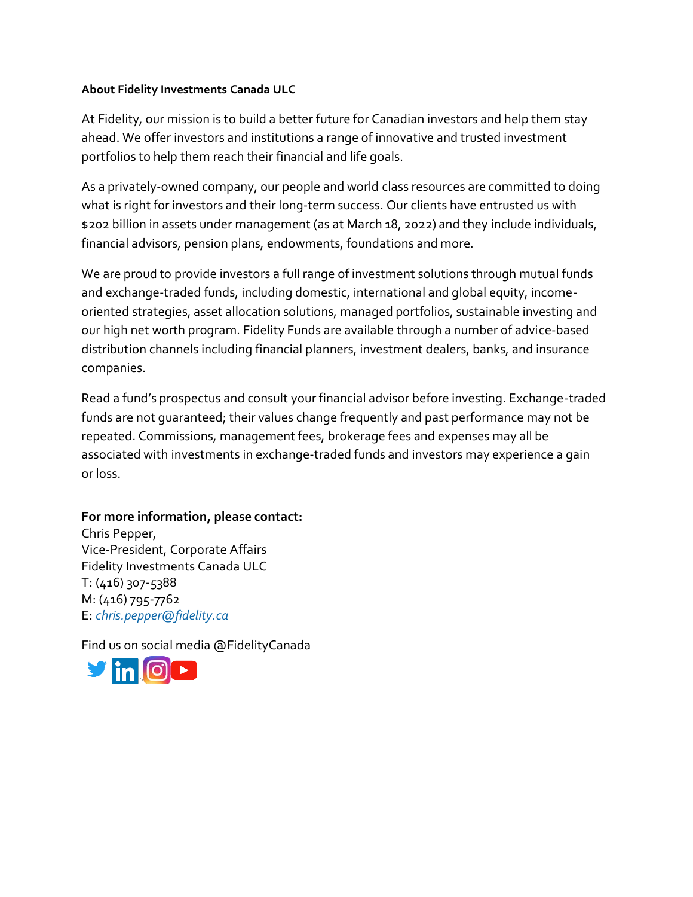**About Fidelity Investments Canada ULC**

At Fidelity, our mission is to build a better future for Canadian investors and help them stay ahead. We offer investors and institutions a range of innovative and trusted investment portfolios to help them reach their financial and life goals.

As a privately-owned company, our people and world class resources are committed to doing what is right for investors and their long-term success. Our clients have entrusted us with $202 billion in assets under management (as at March 18, 2022) and they include individuals, financial advisors, pension plans, endowments, foundations and more.

We are proud to provide investors a full range of investment solutions through mutual funds and exchange-traded funds, including domestic, international and global equity, income-oriented strategies, asset allocation solutions, managed portfolios, sustainable investing and our high net worth program. Fidelity Funds are available through a number of advice-based distribution channels including financial planners, investment dealers, banks, and insurance companies.

Read a fund's prospectus and consult your financial advisor before investing. Exchange-traded funds are not guaranteed; their values change frequently and past performance may not be repeated. Commissions, management fees, brokerage fees and expenses may all be associated with investments in exchange-traded funds and investors may experience a gain or loss.

**For more information, please contact:**
Chris Pepper,
Vice-President, Corporate Affairs
Fidelity Investments Canada ULC
T: (416) 307-5388
M: (416) 795-7762
E: *chris.pepper@fidelity.ca*

Find us on social media @FidelityCanada